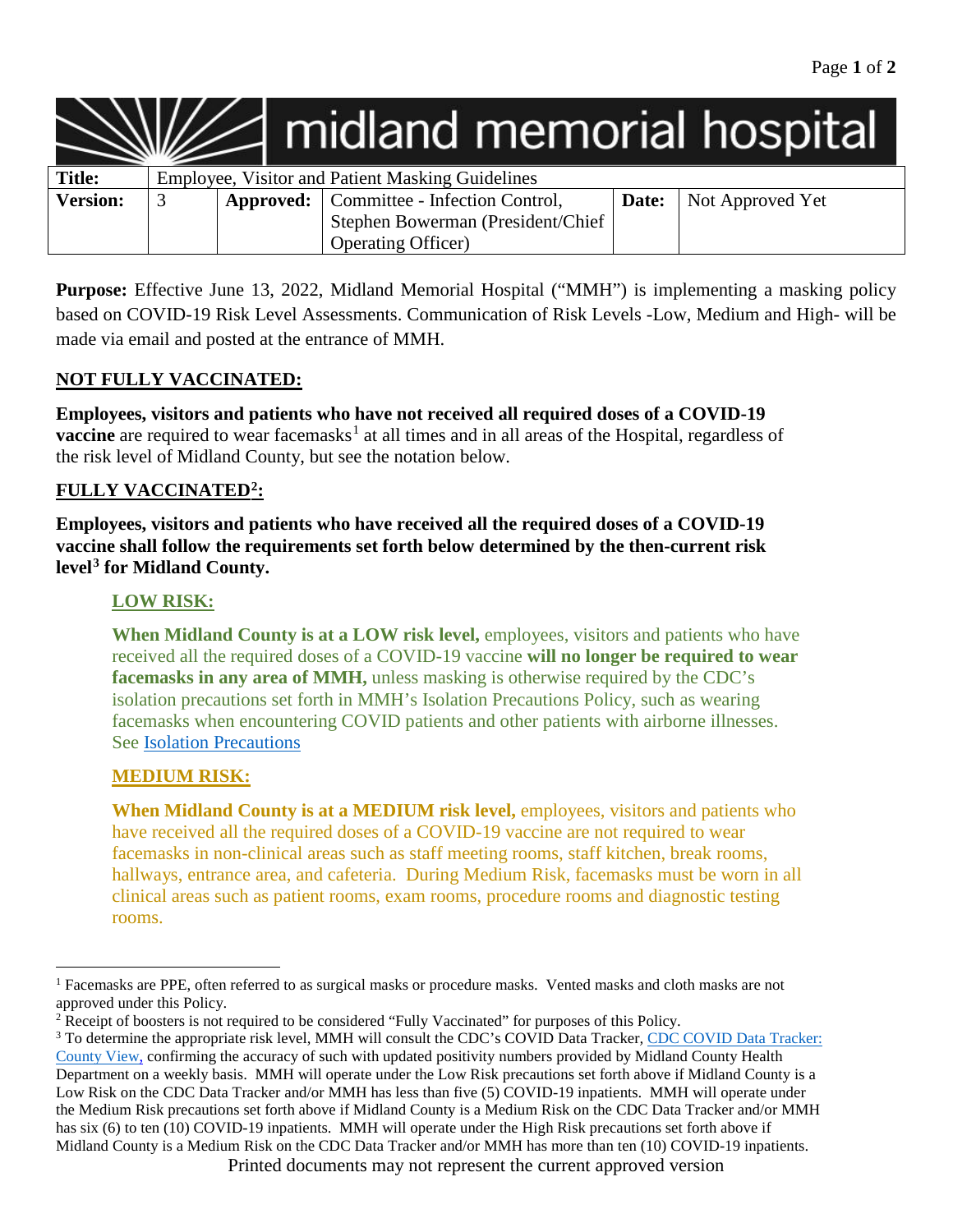# midland memorial hospital

| Title: | Employee, Visitor and Patient Masking Guidelines | | | | |
|---|---|---|---|---|---|
| **Version:** | 3 | **Approved:** | Committee - Infection Control, Stephen Bowerman (President/Chief Operating Officer) | **Date:** | Not Approved Yet |

**Purpose:** Effective June 13, 2022, Midland Memorial Hospital ("MMH") is implementing a masking policy based on COVID-19 Risk Level Assessments. Communication of Risk Levels -Low, Medium and High- will be made via email and posted at the entrance of MMH.

## NOT FULLY VACCINATED:

**Employees, visitors and patients who have not received all required doses of a COVID-19 vaccine** are required to wear facemasks[1] at all times and in all areas of the Hospital, regardless of the risk level of Midland County, but see the notation below.

## FULLY VACCINATED[2]:

**Employees, visitors and patients who have received all the required doses of a COVID-19 vaccine shall follow the requirements set forth below determined by the then-current risk level[3] for Midland County.**

### LOW RISK:

**When Midland County is at a LOW risk level,** employees, visitors and patients who have received all the required doses of a COVID-19 vaccine **will no longer be required to wear facemasks in any area of MMH,** unless masking is otherwise required by the CDC's isolation precautions set forth in MMH's Isolation Precautions Policy, such as wearing facemasks when encountering COVID patients and other patients with airborne illnesses. See Isolation Precautions

### MEDIUM RISK:

**When Midland County is at a MEDIUM risk level,** employees, visitors and patients who have received all the required doses of a COVID-19 vaccine are not required to wear facemasks in non-clinical areas such as staff meeting rooms, staff kitchen, break rooms, hallways, entrance area, and cafeteria. During Medium Risk, facemasks must be worn in all clinical areas such as patient rooms, exam rooms, procedure rooms and diagnostic testing rooms.

---

[1] Facemasks are PPE, often referred to as surgical masks or procedure masks. Vented masks and cloth masks are not approved under this Policy.

[2] Receipt of boosters is not required to be considered "Fully Vaccinated" for purposes of this Policy.

[3] To determine the appropriate risk level, MMH will consult the CDC's COVID Data Tracker, CDC COVID Data Tracker: County View, confirming the accuracy of such with updated positivity numbers provided by Midland County Health Department on a weekly basis. MMH will operate under the Low Risk precautions set forth above if Midland County is a Low Risk on the CDC Data Tracker and/or MMH has less than five (5) COVID-19 inpatients. MMH will operate under the Medium Risk precautions set forth above if Midland County is a Medium Risk on the CDC Data Tracker and/or MMH has six (6) to ten (10) COVID-19 inpatients. MMH will operate under the High Risk precautions set forth above if Midland County is a Medium Risk on the CDC Data Tracker and/or MMH has more than ten (10) COVID-19 inpatients.

Printed documents may not represent the current approved version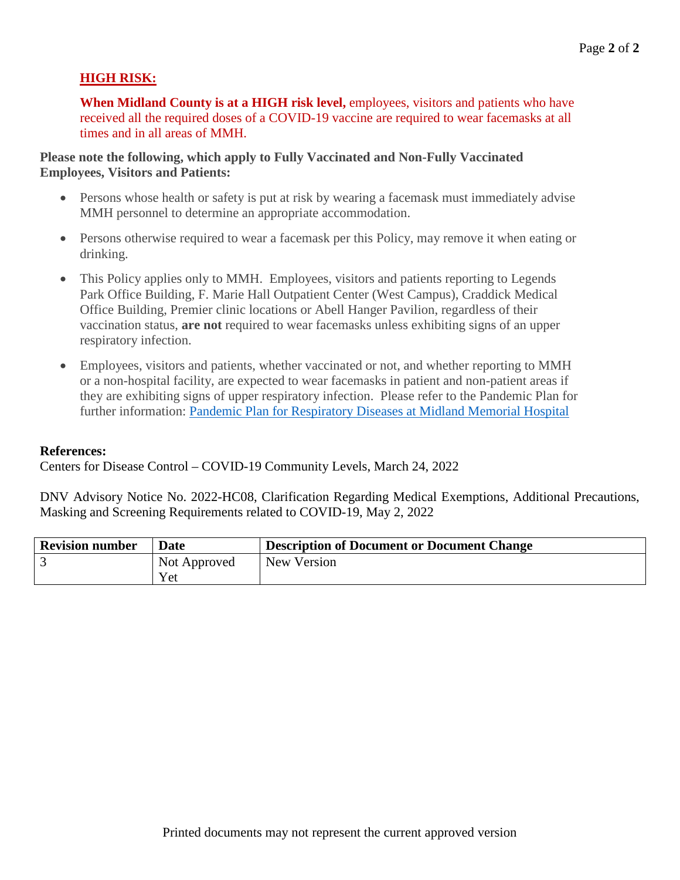**HIGH RISK:**

**When Midland County is at a HIGH risk level,** employees, visitors and patients who have received all the required doses of a COVID-19 vaccine are required to wear facemasks at all times and in all areas of MMH.

**Please note the following, which apply to Fully Vaccinated and Non-Fully Vaccinated Employees, Visitors and Patients:**

- Persons whose health or safety is put at risk by wearing a facemask must immediately advise MMH personnel to determine an appropriate accommodation.
- Persons otherwise required to wear a facemask per this Policy, may remove it when eating or drinking.
- This Policy applies only to MMH. Employees, visitors and patients reporting to Legends Park Office Building, F. Marie Hall Outpatient Center (West Campus), Craddick Medical Office Building, Premier clinic locations or Abell Hanger Pavilion, regardless of their vaccination status, **are not** required to wear facemasks unless exhibiting signs of an upper respiratory infection.
- Employees, visitors and patients, whether vaccinated or not, and whether reporting to MMH or a non-hospital facility, are expected to wear facemasks in patient and non-patient areas if they are exhibiting signs of upper respiratory infection. Please refer to the Pandemic Plan for further information: Pandemic Plan for Respiratory Diseases at Midland Memorial Hospital

**References:**

Centers for Disease Control – COVID-19 Community Levels, March 24, 2022

DNV Advisory Notice No. 2022-HC08, Clarification Regarding Medical Exemptions, Additional Precautions, Masking and Screening Requirements related to COVID-19, May 2, 2022

| Revision number | Date | Description of Document or Document Change |
|---|---|---|
| 3 | Not Approved Yet | New Version |

Printed documents may not represent the current approved version